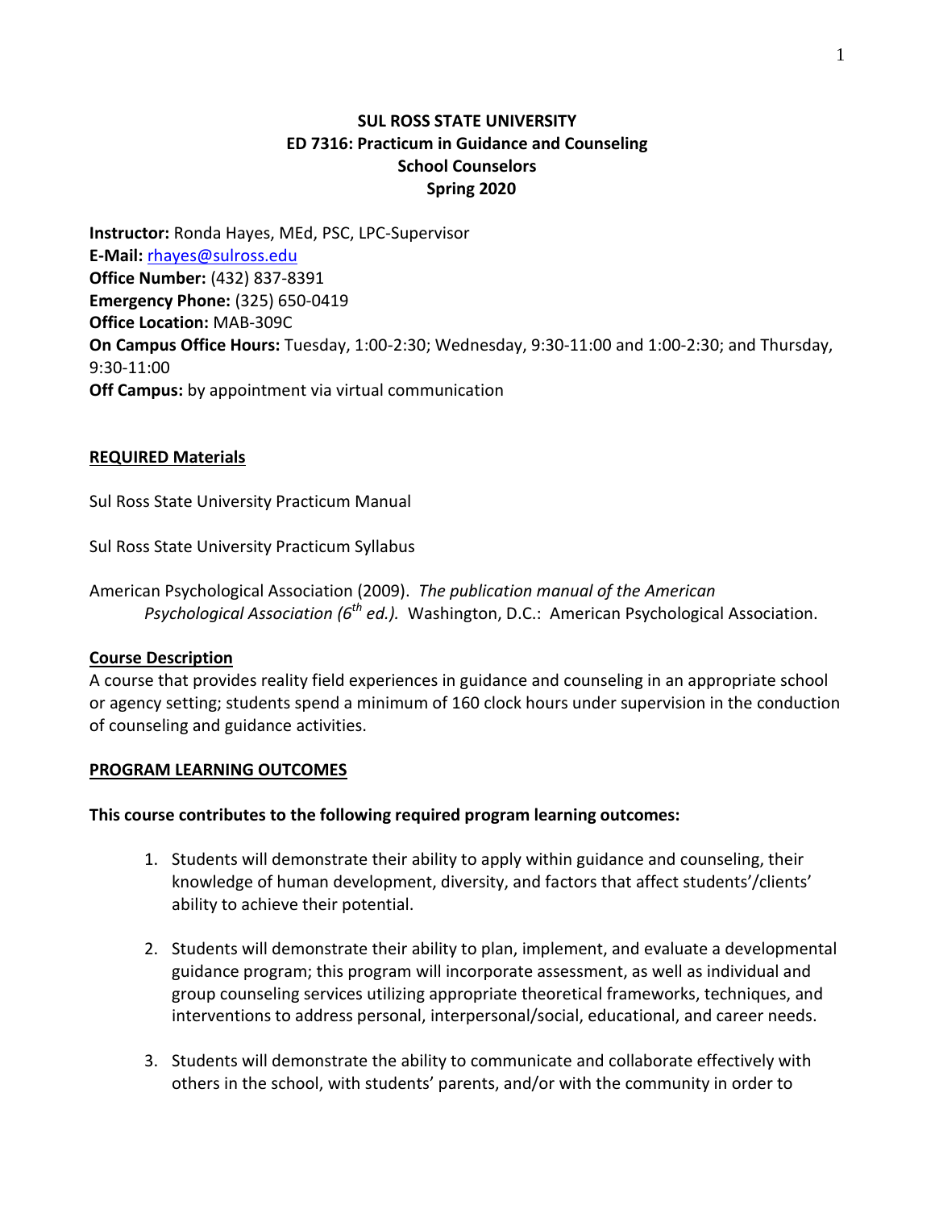**SUL ROSS STATE UNIVERSITY**
**ED 7316: Practicum in Guidance and Counseling**
**School Counselors**
**Spring 2020**

**Instructor:** Ronda Hayes, MEd, PSC, LPC-Supervisor
**E-Mail:** rhayes@sulross.edu
**Office Number:** (432) 837-8391
**Emergency Phone:** (325) 650-0419
**Office Location:** MAB-309C
**On Campus Office Hours:** Tuesday, 1:00-2:30; Wednesday, 9:30-11:00 and 1:00-2:30; and Thursday, 9:30-11:00
**Off Campus:** by appointment via virtual communication

## REQUIRED Materials

Sul Ross State University Practicum Manual

Sul Ross State University Practicum Syllabus

American Psychological Association (2009). *The publication manual of the American Psychological Association (6th ed.).* Washington, D.C.: American Psychological Association.

## Course Description

A course that provides reality field experiences in guidance and counseling in an appropriate school or agency setting; students spend a minimum of 160 clock hours under supervision in the conduction of counseling and guidance activities.

## PROGRAM LEARNING OUTCOMES

**This course contributes to the following required program learning outcomes:**

1. Students will demonstrate their ability to apply within guidance and counseling, their knowledge of human development, diversity, and factors that affect students'/clients' ability to achieve their potential.

2. Students will demonstrate their ability to plan, implement, and evaluate a developmental guidance program; this program will incorporate assessment, as well as individual and group counseling services utilizing appropriate theoretical frameworks, techniques, and interventions to address personal, interpersonal/social, educational, and career needs.

3. Students will demonstrate the ability to communicate and collaborate effectively with others in the school, with students' parents, and/or with the community in order to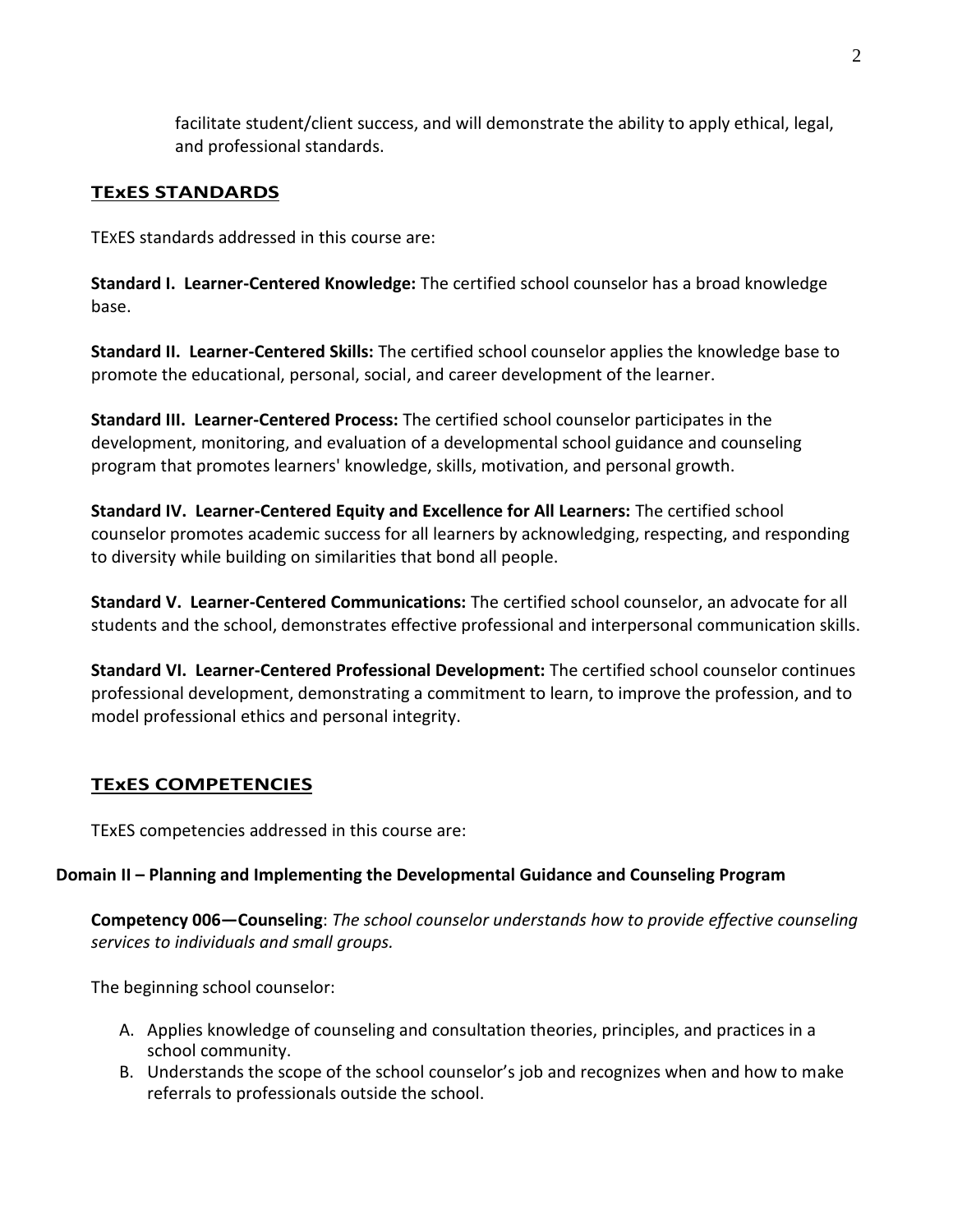facilitate student/client success, and will demonstrate the ability to apply ethical, legal, and professional standards.

## TExES STANDARDS

TExES standards addressed in this course are:

**Standard I. Learner-Centered Knowledge:** The certified school counselor has a broad knowledge base.

**Standard II. Learner-Centered Skills:** The certified school counselor applies the knowledge base to promote the educational, personal, social, and career development of the learner.

**Standard III. Learner-Centered Process:** The certified school counselor participates in the development, monitoring, and evaluation of a developmental school guidance and counseling program that promotes learners' knowledge, skills, motivation, and personal growth.

**Standard IV. Learner-Centered Equity and Excellence for All Learners:** The certified school counselor promotes academic success for all learners by acknowledging, respecting, and responding to diversity while building on similarities that bond all people.

**Standard V. Learner-Centered Communications:** The certified school counselor, an advocate for all students and the school, demonstrates effective professional and interpersonal communication skills.

**Standard VI. Learner-Centered Professional Development:** The certified school counselor continues professional development, demonstrating a commitment to learn, to improve the profession, and to model professional ethics and personal integrity.

## TExES COMPETENCIES

TExES competencies addressed in this course are:

### Domain II – Planning and Implementing the Developmental Guidance and Counseling Program

**Competency 006—Counseling**: *The school counselor understands how to provide effective counseling services to individuals and small groups.*

The beginning school counselor:

A. Applies knowledge of counseling and consultation theories, principles, and practices in a school community.
B. Understands the scope of the school counselor's job and recognizes when and how to make referrals to professionals outside the school.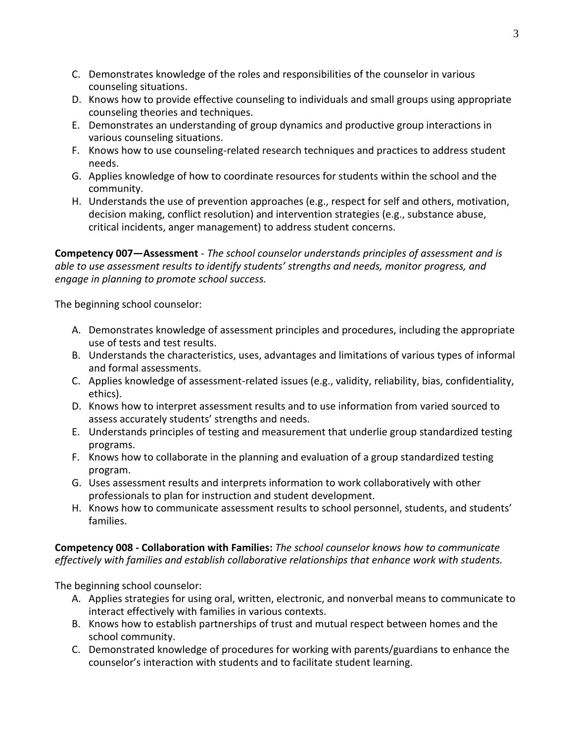C. Demonstrates knowledge of the roles and responsibilities of the counselor in various counseling situations.
D. Knows how to provide effective counseling to individuals and small groups using appropriate counseling theories and techniques.
E. Demonstrates an understanding of group dynamics and productive group interactions in various counseling situations.
F. Knows how to use counseling-related research techniques and practices to address student needs.
G. Applies knowledge of how to coordinate resources for students within the school and the community.
H. Understands the use of prevention approaches (e.g., respect for self and others, motivation, decision making, conflict resolution) and intervention strategies (e.g., substance abuse, critical incidents, anger management) to address student concerns.

**Competency 007—Assessment** - *The school counselor understands principles of assessment and is able to use assessment results to identify students' strengths and needs, monitor progress, and engage in planning to promote school success.*

The beginning school counselor:

A. Demonstrates knowledge of assessment principles and procedures, including the appropriate use of tests and test results.
B. Understands the characteristics, uses, advantages and limitations of various types of informal and formal assessments.
C. Applies knowledge of assessment-related issues (e.g., validity, reliability, bias, confidentiality, ethics).
D. Knows how to interpret assessment results and to use information from varied sourced to assess accurately students' strengths and needs.
E. Understands principles of testing and measurement that underlie group standardized testing programs.
F. Knows how to collaborate in the planning and evaluation of a group standardized testing program.
G. Uses assessment results and interprets information to work collaboratively with other professionals to plan for instruction and student development.
H. Knows how to communicate assessment results to school personnel, students, and students' families.

**Competency 008 - Collaboration with Families:** *The school counselor knows how to communicate effectively with families and establish collaborative relationships that enhance work with students.*

The beginning school counselor:

A. Applies strategies for using oral, written, electronic, and nonverbal means to communicate to interact effectively with families in various contexts.
B. Knows how to establish partnerships of trust and mutual respect between homes and the school community.
C. Demonstrated knowledge of procedures for working with parents/guardians to enhance the counselor's interaction with students and to facilitate student learning.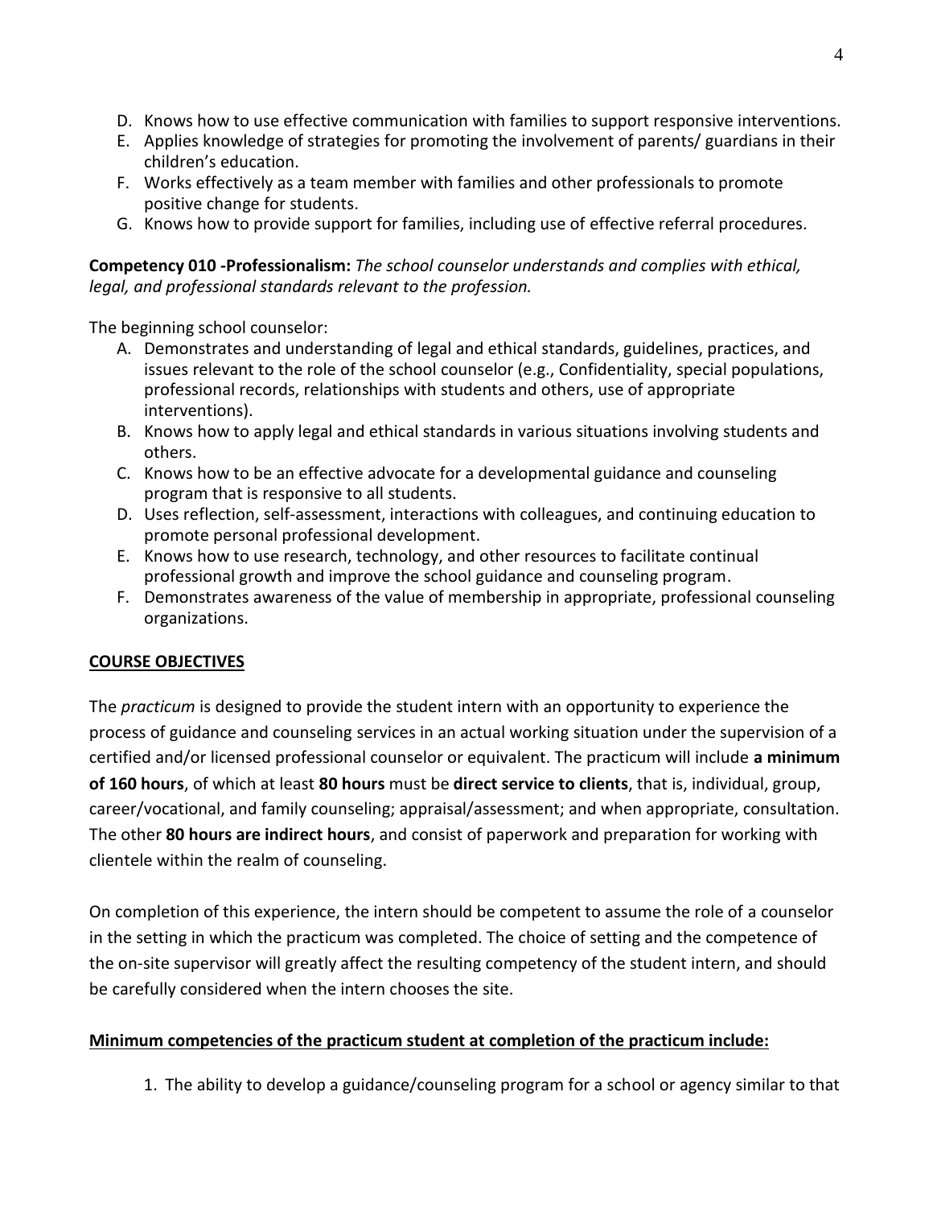D. Knows how to use effective communication with families to support responsive interventions.
E. Applies knowledge of strategies for promoting the involvement of parents/ guardians in their children's education.
F. Works effectively as a team member with families and other professionals to promote positive change for students.
G. Knows how to provide support for families, including use of effective referral procedures.

**Competency 010 -Professionalism:** *The school counselor understands and complies with ethical, legal, and professional standards relevant to the profession.*

The beginning school counselor:

A. Demonstrates and understanding of legal and ethical standards, guidelines, practices, and issues relevant to the role of the school counselor (e.g., Confidentiality, special populations, professional records, relationships with students and others, use of appropriate interventions).
B. Knows how to apply legal and ethical standards in various situations involving students and others.
C. Knows how to be an effective advocate for a developmental guidance and counseling program that is responsive to all students.
D. Uses reflection, self-assessment, interactions with colleagues, and continuing education to promote personal professional development.
E. Knows how to use research, technology, and other resources to facilitate continual professional growth and improve the school guidance and counseling program.
F. Demonstrates awareness of the value of membership in appropriate, professional counseling organizations.

## COURSE OBJECTIVES

The *practicum* is designed to provide the student intern with an opportunity to experience the process of guidance and counseling services in an actual working situation under the supervision of a certified and/or licensed professional counselor or equivalent. The practicum will include **a minimum of 160 hours**, of which at least **80 hours** must be **direct service to clients**, that is, individual, group, career/vocational, and family counseling; appraisal/assessment; and when appropriate, consultation. The other **80 hours are indirect hours**, and consist of paperwork and preparation for working with clientele within the realm of counseling.

On completion of this experience, the intern should be competent to assume the role of a counselor in the setting in which the practicum was completed. The choice of setting and the competence of the on-site supervisor will greatly affect the resulting competency of the student intern, and should be carefully considered when the intern chooses the site.

**Minimum competencies of the practicum student at completion of the practicum include:**

1. The ability to develop a guidance/counseling program for a school or agency similar to that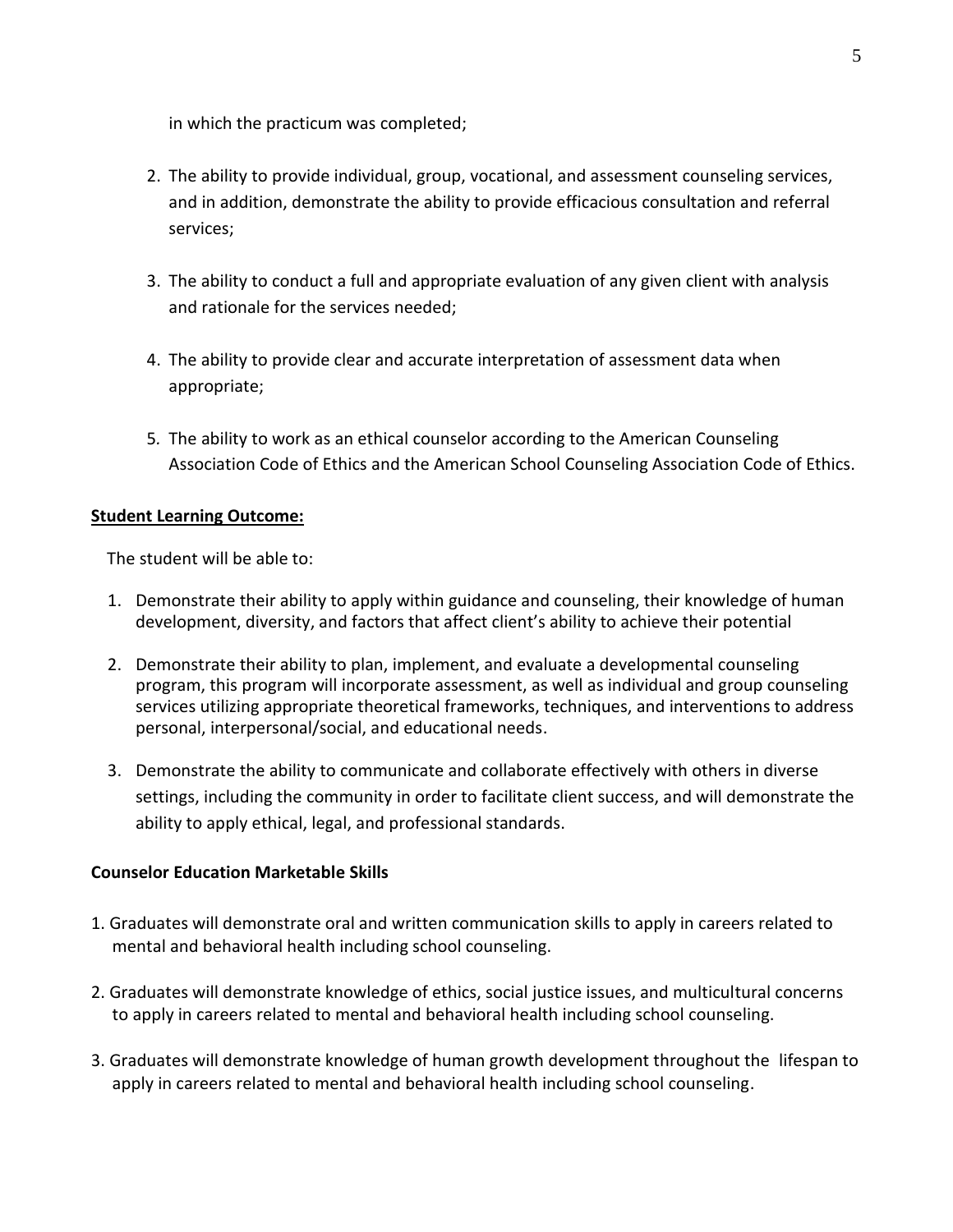in which the practicum was completed;

2. The ability to provide individual, group, vocational, and assessment counseling services, and in addition, demonstrate the ability to provide efficacious consultation and referral services;

3. The ability to conduct a full and appropriate evaluation of any given client with analysis and rationale for the services needed;

4. The ability to provide clear and accurate interpretation of assessment data when appropriate;

5. The ability to work as an ethical counselor according to the American Counseling Association Code of Ethics and the American School Counseling Association Code of Ethics.

**Student Learning Outcome:**

The student will be able to:

1. Demonstrate their ability to apply within guidance and counseling, their knowledge of human development, diversity, and factors that affect client's ability to achieve their potential

2. Demonstrate their ability to plan, implement, and evaluate a developmental counseling program, this program will incorporate assessment, as well as individual and group counseling services utilizing appropriate theoretical frameworks, techniques, and interventions to address personal, interpersonal/social, and educational needs.

3. Demonstrate the ability to communicate and collaborate effectively with others in diverse settings, including the community in order to facilitate client success, and will demonstrate the ability to apply ethical, legal, and professional standards.

**Counselor Education Marketable Skills**

1. Graduates will demonstrate oral and written communication skills to apply in careers related to mental and behavioral health including school counseling.

2. Graduates will demonstrate knowledge of ethics, social justice issues, and multicultural concerns to apply in careers related to mental and behavioral health including school counseling.

3. Graduates will demonstrate knowledge of human growth development throughout the lifespan to apply in careers related to mental and behavioral health including school counseling.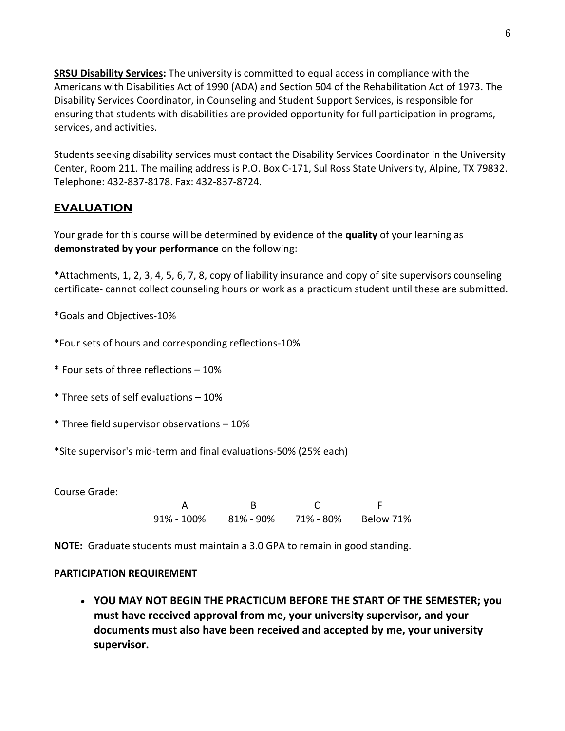**SRSU Disability Services:** The university is committed to equal access in compliance with the Americans with Disabilities Act of 1990 (ADA) and Section 504 of the Rehabilitation Act of 1973. The Disability Services Coordinator, in Counseling and Student Support Services, is responsible for ensuring that students with disabilities are provided opportunity for full participation in programs, services, and activities.

Students seeking disability services must contact the Disability Services Coordinator in the University Center, Room 211. The mailing address is P.O. Box C-171, Sul Ross State University, Alpine, TX 79832. Telephone: 432-837-8178. Fax: 432-837-8724.

## EVALUATION

Your grade for this course will be determined by evidence of the **quality** of your learning as **demonstrated by your performance** on the following:

*Attachments, 1, 2, 3, 4, 5, 6, 7, 8, copy of liability insurance and copy of site supervisors counseling certificate- cannot collect counseling hours or work as a practicum student until these are submitted.

*Goals and Objectives-10%

*Four sets of hours and corresponding reflections-10%

* Four sets of three reflections – 10%

* Three sets of self evaluations – 10%

* Three field supervisor observations – 10%

*Site supervisor's mid-term and final evaluations-50% (25% each)

Course Grade:

| A | B | C | F |
|---|---|---|---|
| 91% - 100% | 81% - 90% | 71% - 80% | Below 71% |

**NOTE:** Graduate students must maintain a 3.0 GPA to remain in good standing.

**PARTICIPATION REQUIREMENT**

- **YOU MAY NOT BEGIN THE PRACTICUM BEFORE THE START OF THE SEMESTER; you must have received approval from me, your university supervisor, and your documents must also have been received and accepted by me, your university supervisor.**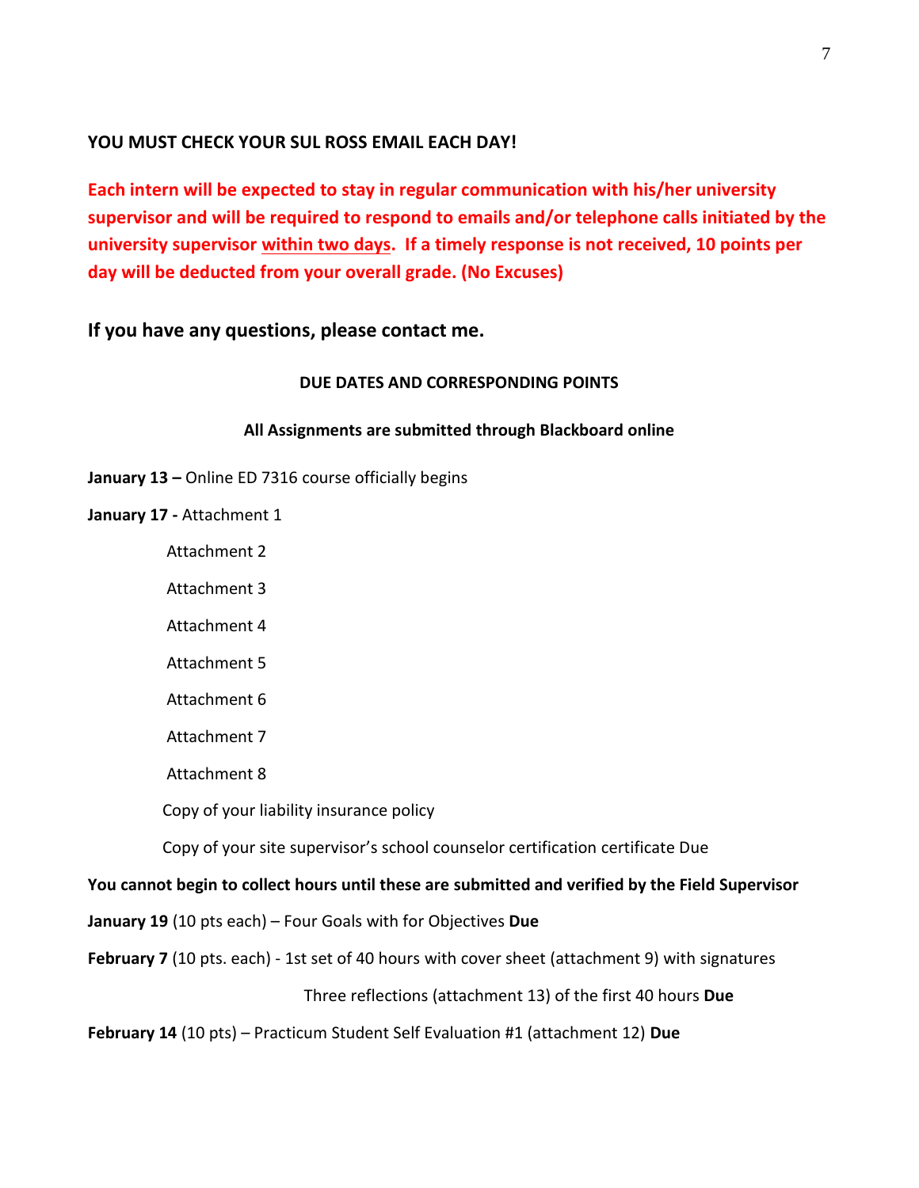**YOU MUST CHECK YOUR SUL ROSS EMAIL EACH DAY!**

**Each intern will be expected to stay in regular communication with his/her university supervisor and will be required to respond to emails and/or telephone calls initiated by the university supervisor within two days. If a timely response is not received, 10 points per day will be deducted from your overall grade. (No Excuses)**

## If you have any questions, please contact me.

**DUE DATES AND CORRESPONDING POINTS**

**All Assignments are submitted through Blackboard online**

**January 13 –** Online ED 7316 course officially begins

**January 17 -** Attachment 1

Attachment 2

Attachment 3

Attachment 4

Attachment 5

Attachment 6

Attachment 7

Attachment 8

Copy of your liability insurance policy

Copy of your site supervisor's school counselor certification certificate Due

**You cannot begin to collect hours until these are submitted and verified by the Field Supervisor**

**January 19** (10 pts each) – Four Goals with for Objectives **Due**

**February 7** (10 pts. each) - 1st set of 40 hours with cover sheet (attachment 9) with signatures

Three reflections (attachment 13) of the first 40 hours **Due**

**February 14** (10 pts) – Practicum Student Self Evaluation #1 (attachment 12) **Due**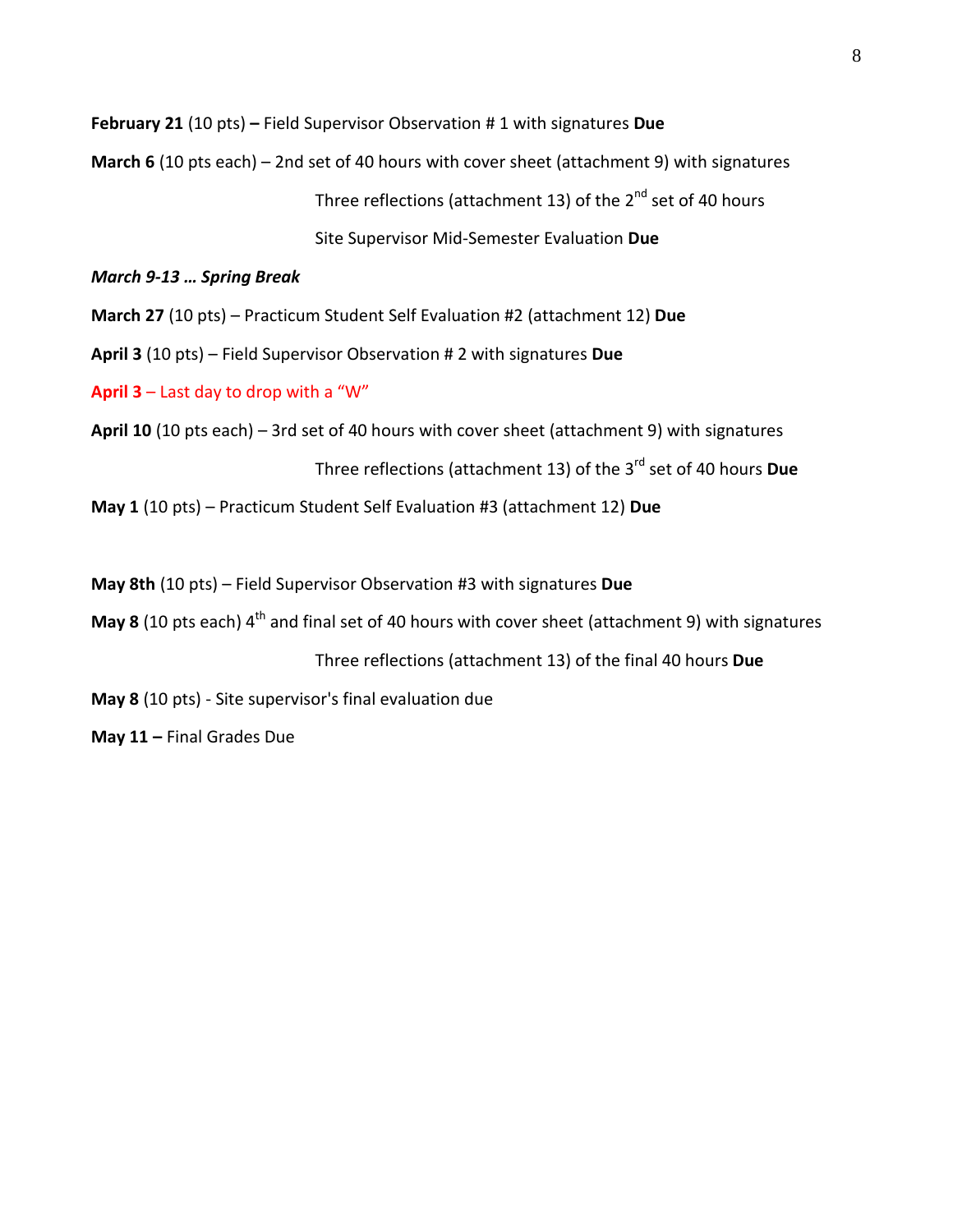**February 21** (10 pts) **–** Field Supervisor Observation # 1 with signatures **Due**

**March 6** (10 pts each) – 2nd set of 40 hours with cover sheet (attachment 9) with signatures

Three reflections (attachment 13) of the 2nd set of 40 hours

Site Supervisor Mid-Semester Evaluation **Due**

***March 9-13 … Spring Break***

**March 27** (10 pts) – Practicum Student Self Evaluation #2 (attachment 12) **Due**

**April 3** (10 pts) – Field Supervisor Observation # 2 with signatures **Due**

**April 3** – Last day to drop with a "W"

**April 10** (10 pts each) – 3rd set of 40 hours with cover sheet (attachment 9) with signatures

Three reflections (attachment 13) of the 3rd set of 40 hours **Due**

**May 1** (10 pts) – Practicum Student Self Evaluation #3 (attachment 12) **Due**

**May 8th** (10 pts) – Field Supervisor Observation #3 with signatures **Due**

**May 8** (10 pts each) 4th and final set of 40 hours with cover sheet (attachment 9) with signatures

Three reflections (attachment 13) of the final 40 hours **Due**

**May 8** (10 pts) - Site supervisor's final evaluation due

**May 11 –** Final Grades Due